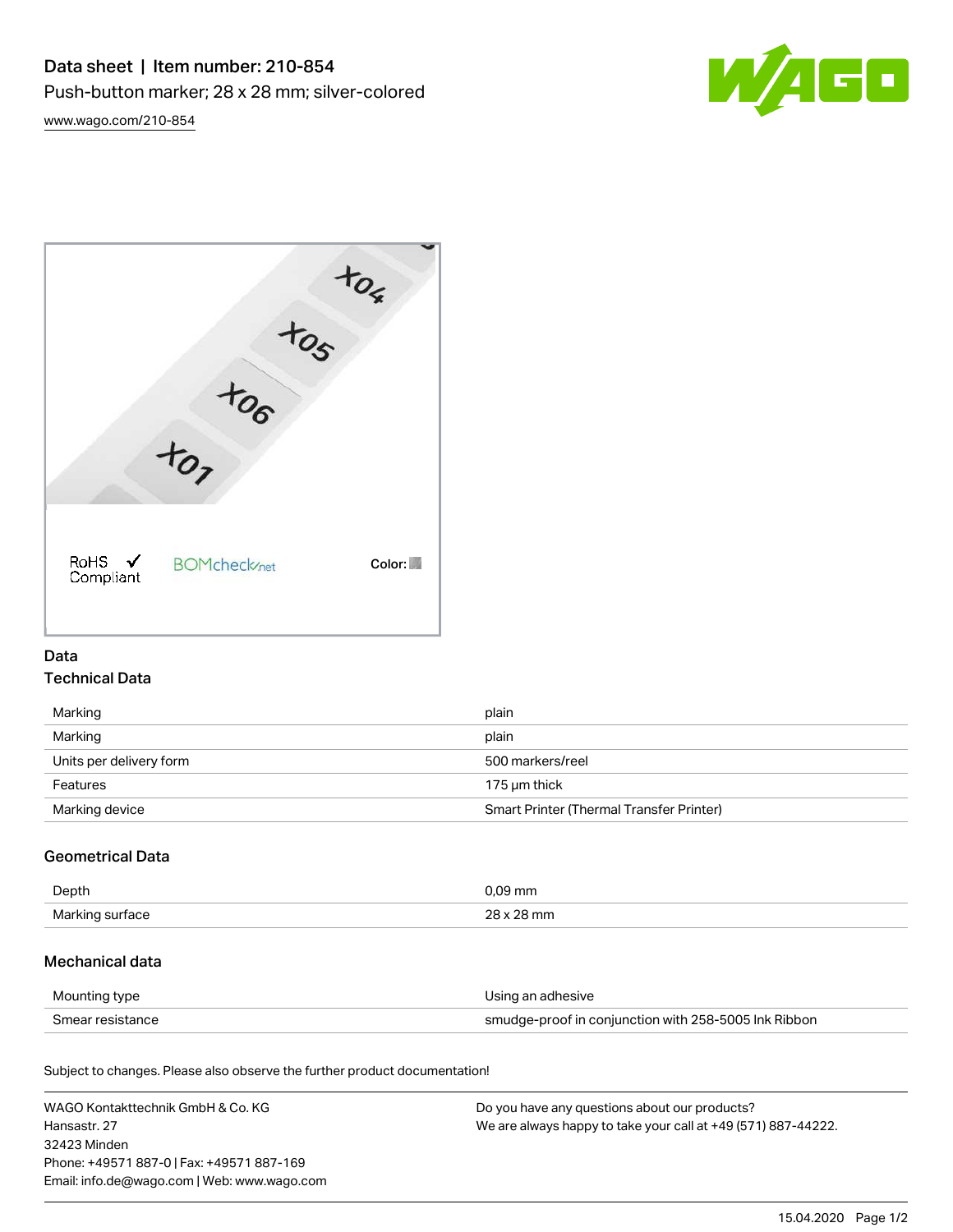# Data sheet | Item number: 210-854

Push-button marker; 28 x 28 mm; silver-colored

www.wago.com/210-854

RoHS Compliant ✓ BOMcheck.net Color:

## Data

### Technical Data

| | |
|---|---|
| Marking | plain |
| Marking | plain |
| Units per delivery form | 500 markers/reel |
| Features | 175 µm thick |
| Marking device | Smart Printer (Thermal Transfer Printer) |

### Geometrical Data

| | |
|---|---|
| Depth | 0,09 mm |
| Marking surface | 28 x 28 mm |

### Mechanical data

| | |
|---|---|
| Mounting type | Using an adhesive |
| Smear resistance | smudge-proof in conjunction with 258-5005 Ink Ribbon |

Subject to changes. Please also observe the further product documentation!

WAGO Kontakttechnik GmbH & Co. KG
Hansastr. 27
32423 Minden
Phone: +49571 887-0 | Fax: +49571 887-169
Email: info.de@wago.com | Web: www.wago.com

Do you have any questions about our products?
We are always happy to take your call at +49 (571) 887-44222.

15.04.2020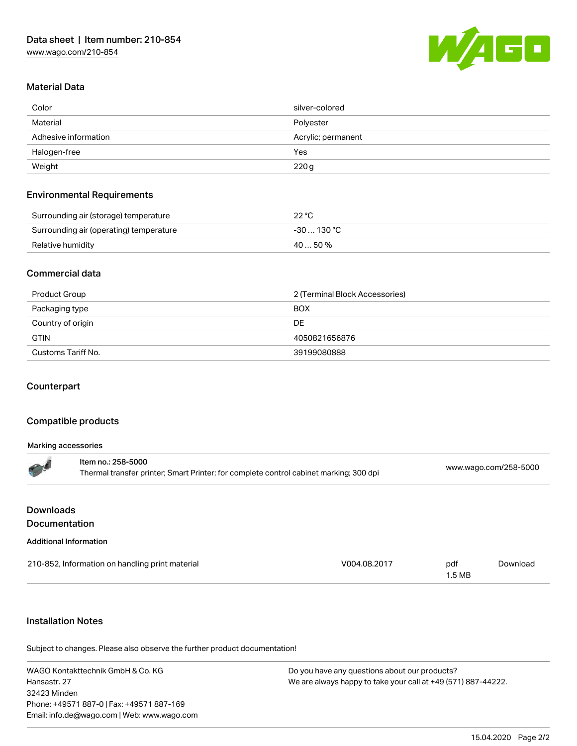Data sheet | Item number: 210-854
www.wago.com/210-854

## Material Data

| | |
|---|---|
| Color | silver-colored |
| Material | Polyester |
| Adhesive information | Acrylic; permanent |
| Halogen-free | Yes |
| Weight | 220 g |

## Environmental Requirements

| | |
|---|---|
| Surrounding air (storage) temperature | 22 °C |
| Surrounding air (operating) temperature | -30 … 130 °C |
| Relative humidity | 40 … 50 % |

## Commercial data

| | |
|---|---|
| Product Group | 2 (Terminal Block Accessories) |
| Packaging type | BOX |
| Country of origin | DE |
| GTIN | 4050821656876 |
| Customs Tariff No. | 39199080888 |

## Counterpart

## Compatible products

### Marking accessories

| | |
|---|---|
| **Item no.: 258-5000**<br>Thermal transfer printer; Smart Printer; for complete control cabinet marking; 300 dpi | www.wago.com/258-5000 |

## Downloads
## Documentation

### Additional Information

| | | | |
|---|---|---|---|
| 210-852, Information on handling print material | V004.08.2017 | pdf<br>1.5 MB | Download |

## Installation Notes

Subject to changes. Please also observe the further product documentation!

WAGO Kontakttechnik GmbH & Co. KG
Hansastr. 27
32423 Minden
Phone: +49571 887-0 | Fax: +49571 887-169
Email: info.de@wago.com | Web: www.wago.com

Do you have any questions about our products?
We are always happy to take your call at +49 (571) 887-44222.

15.04.2020